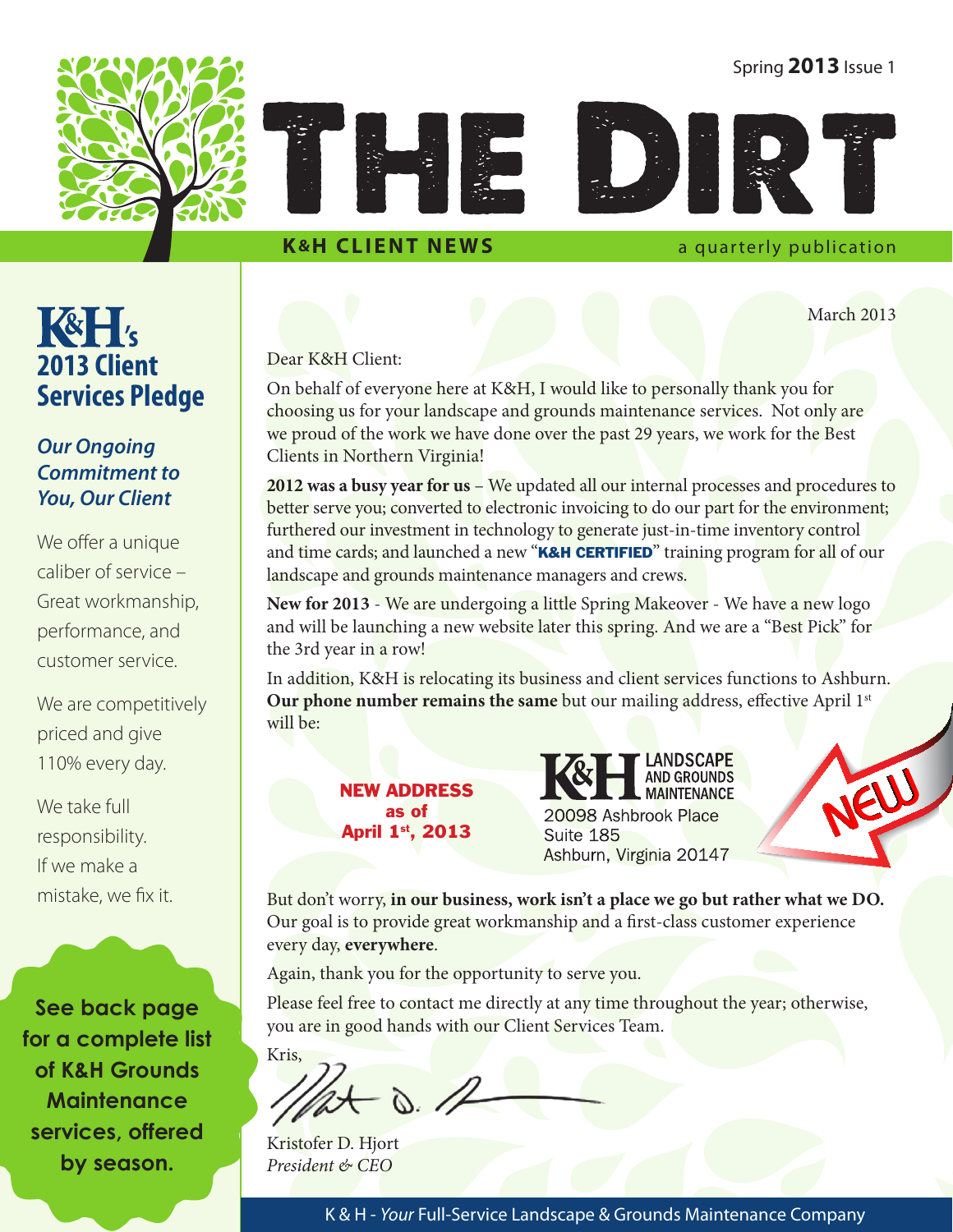Spring **2013** Issue 1

# THE DIRT

**K&H CLIENT NEWS** — a quarterly publication

## K&H's 2013 Client Services Pledge

### *Our Ongoing Commitment to You, Our Client*

We offer a unique caliber of service – Great workmanship, performance, and customer service.

We are competitively priced and give 110% every day.

We take full responsibility. If we make a mistake, we fix it.

**See back page for a complete list of K&H Grounds Maintenance services, offered by season.**

March 2013

Dear K&H Client:

On behalf of everyone here at K&H, I would like to personally thank you for choosing us for your landscape and grounds maintenance services. Not only are we proud of the work we have done over the past 29 years, we work for the Best Clients in Northern Virginia!

**2012 was a busy year for us** – We updated all our internal processes and procedures to better serve you; converted to electronic invoicing to do our part for the environment; furthered our investment in technology to generate just-in-time inventory control and time cards; and launched a new "**K&H CERTIFIED**" training program for all of our landscape and grounds maintenance managers and crews.

**New for 2013** - We are undergoing a little Spring Makeover - We have a new logo and will be launching a new website later this spring. And we are a "Best Pick" for the 3rd year in a row!

In addition, K&H is relocating its business and client services functions to Ashburn. **Our phone number remains the same** but our mailing address, effective April 1st will be:

**NEW ADDRESS as of April 1st, 2013**

K&H LANDSCAPE AND GROUNDS MAINTENANCE
20098 Ashbrook Place
Suite 185
Ashburn, Virginia 20147

NEW

But don't worry, **in our business, work isn't a place we go but rather what we DO.** Our goal is to provide great workmanship and a first-class customer experience every day, **everywhere**.

Again, thank you for the opportunity to serve you.

Please feel free to contact me directly at any time throughout the year; otherwise, you are in good hands with our Client Services Team.

Kris,

Kristofer D. Hjort
*President & CEO*

K & H - *Your* Full-Service Landscape & Grounds Maintenance Company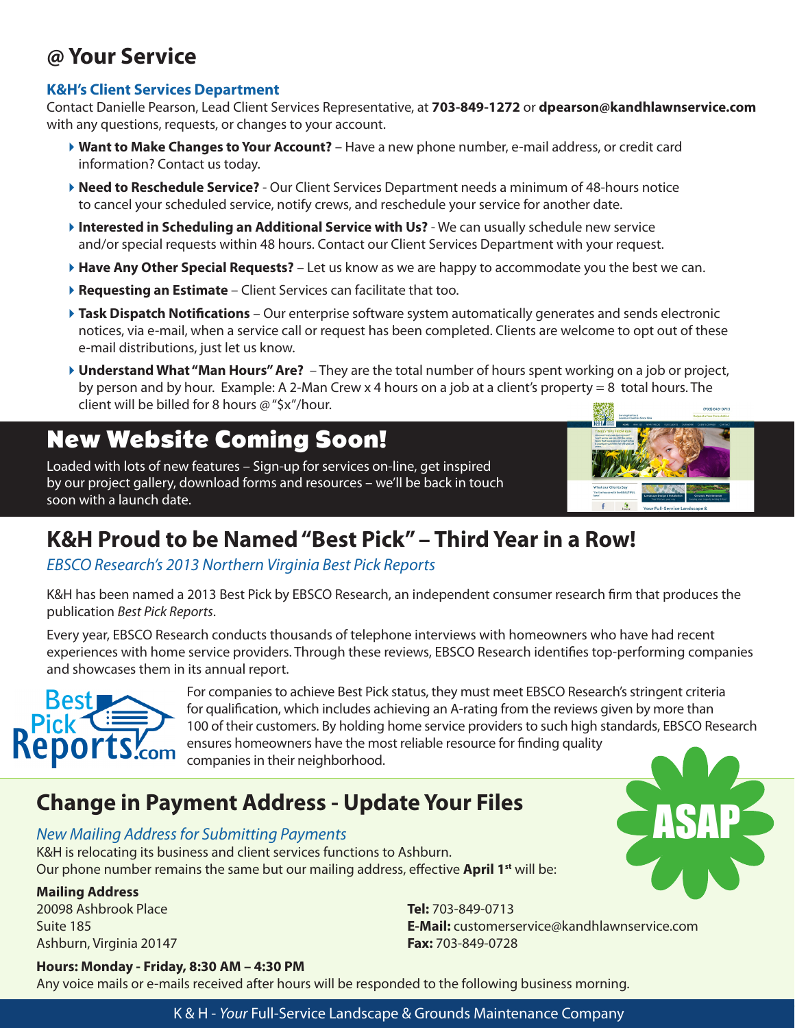# @ Your Service

### K&H's Client Services Department

Contact Danielle Pearson, Lead Client Services Representative, at **703-849-1272** or **dpearson@kandhlawnservice.com** with any questions, requests, or changes to your account.

- **Want to Make Changes to Your Account?** – Have a new phone number, e-mail address, or credit card information? Contact us today.
- **Need to Reschedule Service?** - Our Client Services Department needs a minimum of 48-hours notice to cancel your scheduled service, notify crews, and reschedule your service for another date.
- **Interested in Scheduling an Additional Service with Us?** - We can usually schedule new service and/or special requests within 48 hours. Contact our Client Services Department with your request.
- **Have Any Other Special Requests?** – Let us know as we are happy to accommodate you the best we can.
- **Requesting an Estimate** – Client Services can facilitate that too.
- **Task Dispatch Notifications** – Our enterprise software system automatically generates and sends electronic notices, via e-mail, when a service call or request has been completed. Clients are welcome to opt out of these e-mail distributions, just let us know.
- **Understand What "Man Hours" Are?** – They are the total number of hours spent working on a job or project, by person and by hour. Example: A 2-Man Crew x 4 hours on a job at a client's property = 8 total hours. The client will be billed for 8 hours @ "$x"/hour.

## New Website Coming Soon!

Loaded with lots of new features – Sign-up for services on-line, get inspired by our project gallery, download forms and resources – we'll be back in touch soon with a launch date.

## K&H Proud to be Named "Best Pick" – Third Year in a Row!

*EBSCO Research's 2013 Northern Virginia Best Pick Reports*

K&H has been named a 2013 Best Pick by EBSCO Research, an independent consumer research firm that produces the publication *Best Pick Reports*.

Every year, EBSCO Research conducts thousands of telephone interviews with homeowners who have had recent experiences with home service providers. Through these reviews, EBSCO Research identifies top-performing companies and showcases them in its annual report.

For companies to achieve Best Pick status, they must meet EBSCO Research's stringent criteria for qualification, which includes achieving an A-rating from the reviews given by more than 100 of their customers. By holding home service providers to such high standards, EBSCO Research ensures homeowners have the most reliable resource for finding quality companies in their neighborhood.

## Change in Payment Address - Update Your Files

ASAP

*New Mailing Address for Submitting Payments*

K&H is relocating its business and client services functions to Ashburn.
Our phone number remains the same but our mailing address, effective **April 1st** will be:

**Mailing Address**
20098 Ashbrook Place
Suite 185
Ashburn, Virginia 20147

**Tel:** 703-849-0713
**E-Mail:** customerservice@kandhlawnservice.com
**Fax:** 703-849-0728

**Hours: Monday - Friday, 8:30 AM – 4:30 PM**
Any voice mails or e-mails received after hours will be responded to the following business morning.

K & H - *Your* Full-Service Landscape & Grounds Maintenance Company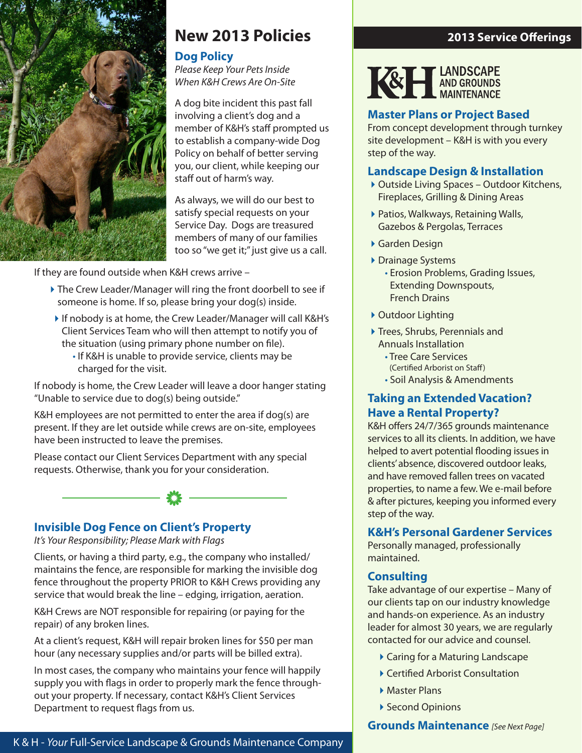# New 2013 Policies

## Dog Policy

*Please Keep Your Pets Inside When K&H Crews Are On-Site*

A dog bite incident this past fall involving a client's dog and a member of K&H's staff prompted us to establish a company-wide Dog Policy on behalf of better serving you, our client, while keeping our staff out of harm's way.

As always, we will do our best to satisfy special requests on your Service Day. Dogs are treasured members of many of our families too so "we get it;" just give us a call.

If they are found outside when K&H crews arrive –

- The Crew Leader/Manager will ring the front doorbell to see if someone is home. If so, please bring your dog(s) inside.
- If nobody is at home, the Crew Leader/Manager will call K&H's Client Services Team who will then attempt to notify you of the situation (using primary phone number on file).
  - If K&H is unable to provide service, clients may be charged for the visit.

If nobody is home, the Crew Leader will leave a door hanger stating "Unable to service due to dog(s) being outside."

K&H employees are not permitted to enter the area if dog(s) are present. If they are let outside while crews are on-site, employees have been instructed to leave the premises.

Please contact our Client Services Department with any special requests. Otherwise, thank you for your consideration.

## Invisible Dog Fence on Client's Property

*It's Your Responsibility; Please Mark with Flags*

Clients, or having a third party, e.g., the company who installed/maintains the fence, are responsible for marking the invisible dog fence throughout the property PRIOR to K&H Crews providing any service that would break the line – edging, irrigation, aeration.

K&H Crews are NOT responsible for repairing (or paying for the repair) of any broken lines.

At a client's request, K&H will repair broken lines for $50 per man hour (any necessary supplies and/or parts will be billed extra).

In most cases, the company who maintains your fence will happily supply you with flags in order to properly mark the fence throughout your property. If necessary, contact K&H's Client Services Department to request flags from us.

# 2013 Service Offerings

**K&H LANDSCAPE AND GROUNDS MAINTENANCE**

## Master Plans or Project Based

From concept development through turnkey site development – K&H is with you every step of the way.

## Landscape Design & Installation

- Outside Living Spaces – Outdoor Kitchens, Fireplaces, Grilling & Dining Areas
- Patios, Walkways, Retaining Walls, Gazebos & Pergolas, Terraces
- Garden Design
- Drainage Systems
  - Erosion Problems, Grading Issues, Extending Downspouts, French Drains
- Outdoor Lighting
- Trees, Shrubs, Perennials and Annuals Installation
  - Tree Care Services (Certified Arborist on Staff)
  - Soil Analysis & Amendments

## Taking an Extended Vacation? Have a Rental Property?

K&H offers 24/7/365 grounds maintenance services to all its clients. In addition, we have helped to avert potential flooding issues in clients' absence, discovered outdoor leaks, and have removed fallen trees on vacated properties, to name a few. We e-mail before & after pictures, keeping you informed every step of the way.

## K&H's Personal Gardener Services

Personally managed, professionally maintained.

## Consulting

Take advantage of our expertise – Many of our clients tap on our industry knowledge and hands-on experience. As an industry leader for almost 30 years, we are regularly contacted for our advice and counsel.

- Caring for a Maturing Landscape
- Certified Arborist Consultation
- Master Plans
- Second Opinions

## Grounds Maintenance *[See Next Page]*

K & H - *Your* Full-Service Landscape & Grounds Maintenance Company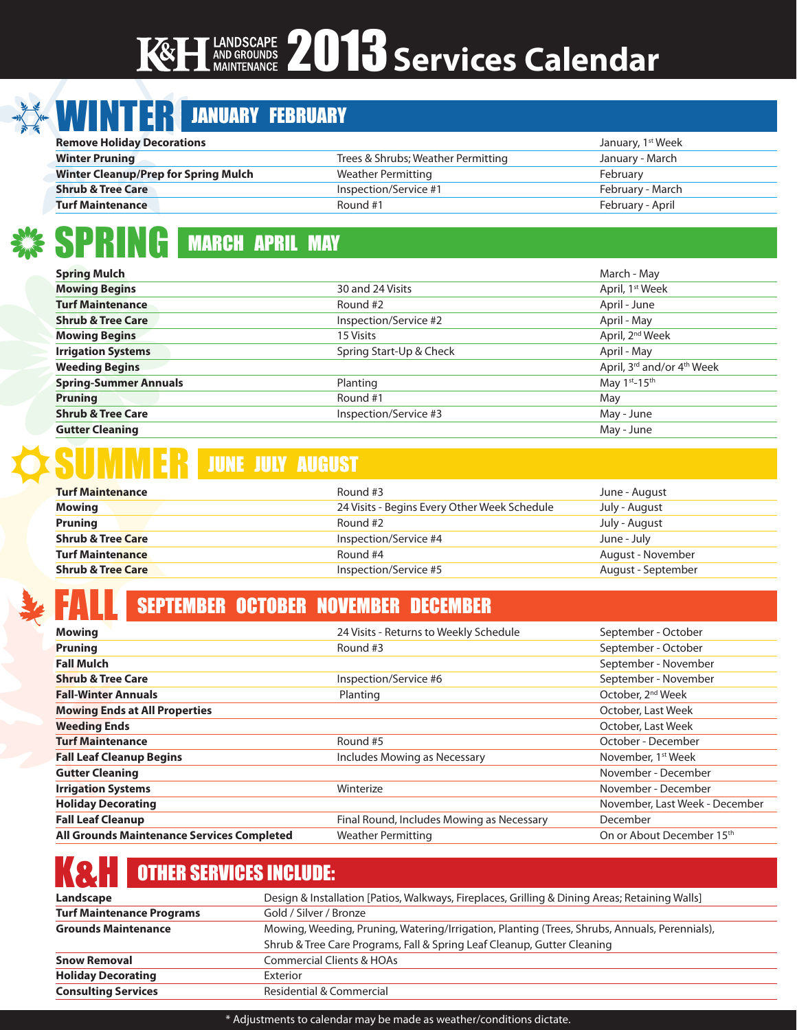# K&H LANDSCAPE AND GROUNDS MAINTENANCE 2013 Services Calendar

## WINTER — JANUARY FEBRUARY

| | | |
|---|---|---|
| **Remove Holiday Decorations** | | January, 1st Week |
| **Winter Pruning** | Trees & Shrubs; Weather Permitting | January - March |
| **Winter Cleanup/Prep for Spring Mulch** | Weather Permitting | February |
| **Shrub & Tree Care** | Inspection/Service #1 | February - March |
| **Turf Maintenance** | Round #1 | February - April |

## SPRING — MARCH APRIL MAY

| | | |
|---|---|---|
| **Spring Mulch** | | March - May |
| **Mowing Begins** | 30 and 24 Visits | April, 1st Week |
| **Turf Maintenance** | Round #2 | April - June |
| **Shrub & Tree Care** | Inspection/Service #2 | April - May |
| **Mowing Begins** | 15 Visits | April, 2nd Week |
| **Irrigation Systems** | Spring Start-Up & Check | April - May |
| **Weeding Begins** | | April, 3rd and/or 4th Week |
| **Spring-Summer Annuals** | Planting | May 1st-15th |
| **Pruning** | Round #1 | May |
| **Shrub & Tree Care** | Inspection/Service #3 | May - June |
| **Gutter Cleaning** | | May - June |

## SUMMER — JUNE JULY AUGUST

| | | |
|---|---|---|
| **Turf Maintenance** | Round #3 | June - August |
| **Mowing** | 24 Visits - Begins Every Other Week Schedule | July - August |
| **Pruning** | Round #2 | July - August |
| **Shrub & Tree Care** | Inspection/Service #4 | June - July |
| **Turf Maintenance** | Round #4 | August - November |
| **Shrub & Tree Care** | Inspection/Service #5 | August - September |

## FALL — SEPTEMBER OCTOBER NOVEMBER DECEMBER

| | | |
|---|---|---|
| **Mowing** | 24 Visits - Returns to Weekly Schedule | September - October |
| **Pruning** | Round #3 | September - October |
| **Fall Mulch** | | September - November |
| **Shrub & Tree Care** | Inspection/Service #6 | September - November |
| **Fall-Winter Annuals** | Planting | October, 2nd Week |
| **Mowing Ends at All Properties** | | October, Last Week |
| **Weeding Ends** | | October, Last Week |
| **Turf Maintenance** | Round #5 | October - December |
| **Fall Leaf Cleanup Begins** | Includes Mowing as Necessary | November, 1st Week |
| **Gutter Cleaning** | | November - December |
| **Irrigation Systems** | Winterize | November - December |
| **Holiday Decorating** | | November, Last Week - December |
| **Fall Leaf Cleanup** | Final Round, Includes Mowing as Necessary | December |
| **All Grounds Maintenance Services Completed** | Weather Permitting | On or About December 15th |

## K&H OTHER SERVICES INCLUDE:

| | |
|---|---|
| **Landscape** | Design & Installation [Patios, Walkways, Fireplaces, Grilling & Dining Areas; Retaining Walls] |
| **Turf Maintenance Programs** | Gold / Silver / Bronze |
| **Grounds Maintenance** | Mowing, Weeding, Pruning, Watering/Irrigation, Planting (Trees, Shrubs, Annuals, Perennials), Shrub & Tree Care Programs, Fall & Spring Leaf Cleanup, Gutter Cleaning |
| **Snow Removal** | Commercial Clients & HOAs |
| **Holiday Decorating** | Exterior |
| **Consulting Services** | Residential & Commercial |

* Adjustments to calendar may be made as weather/conditions dictate.